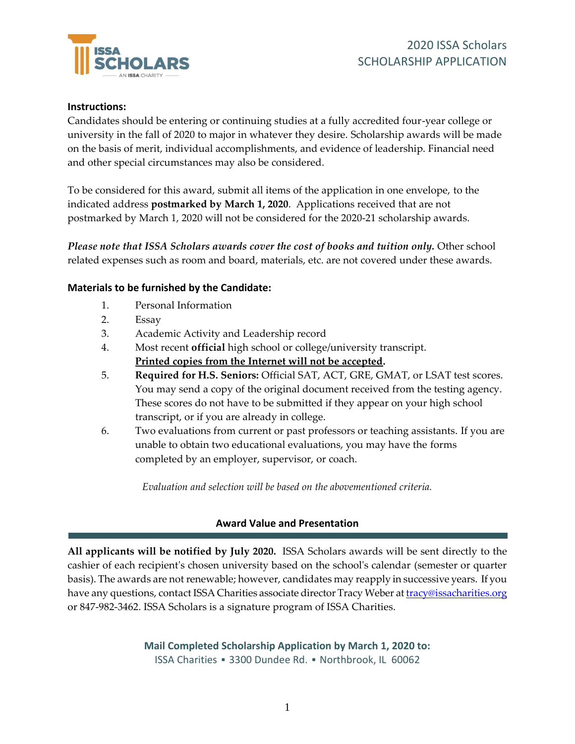# 2020 ISSA Scholars
# SCHOLARSHIP APPLICATION

**Instructions:**

Candidates should be entering or continuing studies at a fully accredited four-year college or university in the fall of 2020 to major in whatever they desire. Scholarship awards will be made on the basis of merit, individual accomplishments, and evidence of leadership. Financial need and other special circumstances may also be considered.

To be considered for this award, submit all items of the application in one envelope, to the indicated address **postmarked by March 1, 2020**. Applications received that are not postmarked by March 1, 2020 will not be considered for the 2020-21 scholarship awards.

***Please note that ISSA Scholars awards cover the cost of books and tuition only.*** Other school related expenses such as room and board, materials, etc. are not covered under these awards.

**Materials to be furnished by the Candidate:**

1. Personal Information
2. Essay
3. Academic Activity and Leadership record
4. Most recent **official** high school or college/university transcript. **Printed copies from the Internet will not be accepted.**
5. **Required for H.S. Seniors:** Official SAT, ACT, GRE, GMAT, or LSAT test scores. You may send a copy of the original document received from the testing agency. These scores do not have to be submitted if they appear on your high school transcript, or if you are already in college.
6. Two evaluations from current or past professors or teaching assistants. If you are unable to obtain two educational evaluations, you may have the forms completed by an employer, supervisor, or coach.

*Evaluation and selection will be based on the abovementioned criteria.*

## Award Value and Presentation

**All applicants will be notified by July 2020.** ISSA Scholars awards will be sent directly to the cashier of each recipient's chosen university based on the school's calendar (semester or quarter basis). The awards are not renewable; however, candidates may reapply in successive years. If you have any questions, contact ISSA Charities associate director Tracy Weber at tracy@issacharities.org or 847-982-3462. ISSA Scholars is a signature program of ISSA Charities.

**Mail Completed Scholarship Application by March 1, 2020 to:**
ISSA Charities ▪ 3300 Dundee Rd. ▪ Northbrook, IL 60062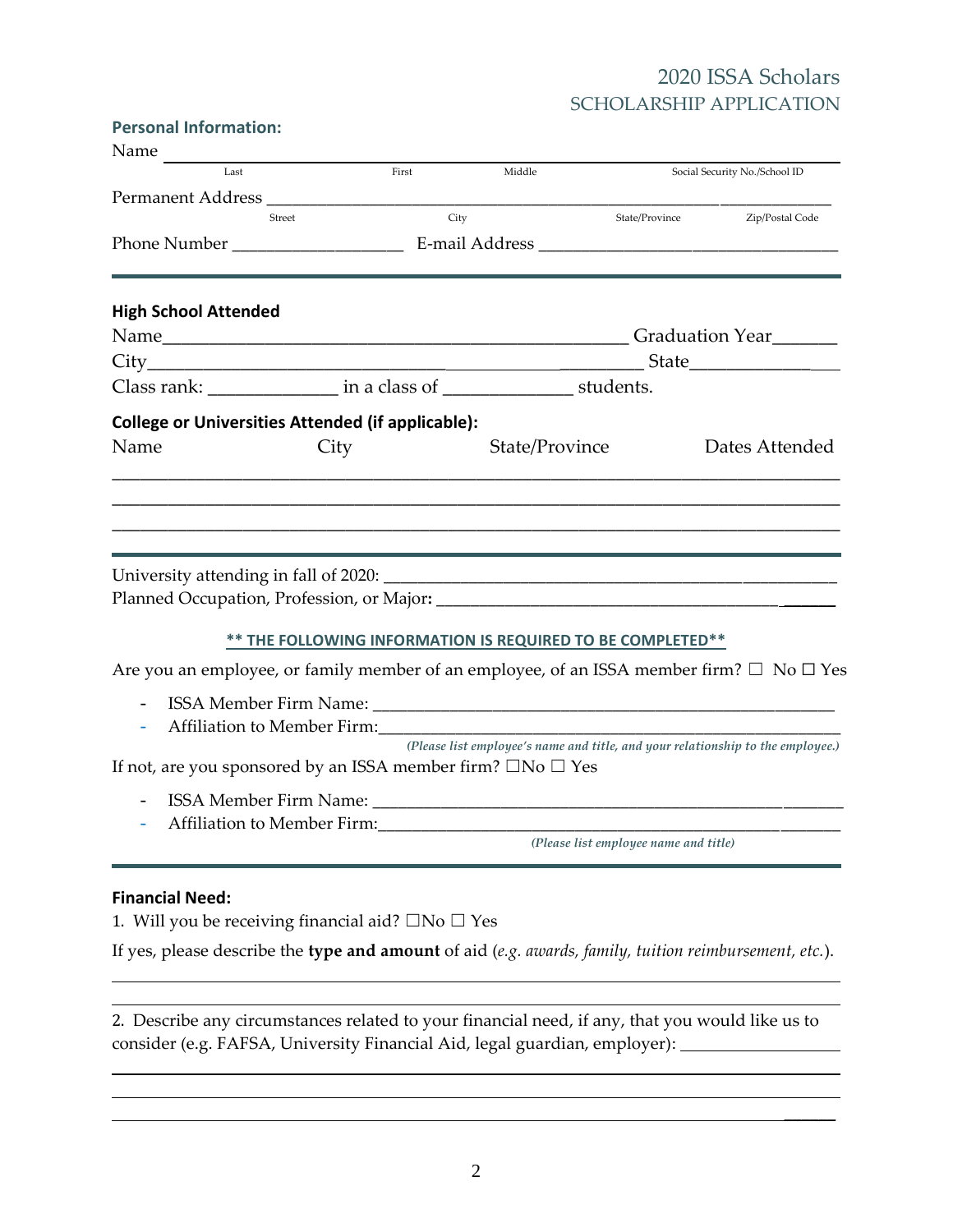# 2020 ISSA Scholars
## SCHOLARSHIP APPLICATION

**Personal Information:**

Name ______________________________________________________________________

Last First Middle Social Security No./School ID

Permanent Address ___________________________________________________________

Street City State/Province Zip/Postal Code

Phone Number __________________ E-mail Address ________________________________

---

**High School Attended**

Name_______________________________________________ Graduation Year_______

City_______________________________________________ State______________

Class rank: ______________ in a class of ______________ students.

**College or Universities Attended (if applicable):**

Name City State/Province Dates Attended

_____________________________________________________________________________

_____________________________________________________________________________

_____________________________________________________________________________

---

University attending in fall of 2020: ________________________________________________

Planned Occupation, Profession, or Major**:** _________________________________________

**\*\* THE FOLLOWING INFORMATION IS REQUIRED TO BE COMPLETED\*\***

Are you an employee, or family member of an employee, of an ISSA member firm? ☐ No ☐ Yes

- ISSA Member Firm Name: _______________________________________________
- Affiliation to Member Firm:_____________________________________________

*(Please list employee's name and title, and your relationship to the employee.)*

If not, are you sponsored by an ISSA member firm? ☐No ☐ Yes

- ISSA Member Firm Name: _______________________________________________
- Affiliation to Member Firm:_____________________________________________

*(Please list employee name and title)*

---

**Financial Need:**

1. Will you be receiving financial aid? ☐No ☐ Yes

If yes, please describe the **type and amount** of aid (*e.g. awards, family, tuition reimbursement, etc.*).

_____________________________________________________________________________

_____________________________________________________________________________

2. Describe any circumstances related to your financial need, if any, that you would like us to consider (e.g. FAFSA, University Financial Aid, legal guardian, employer): __________________

_____________________________________________________________________________

_____________________________________________________________________________

_____________________________________________________________________________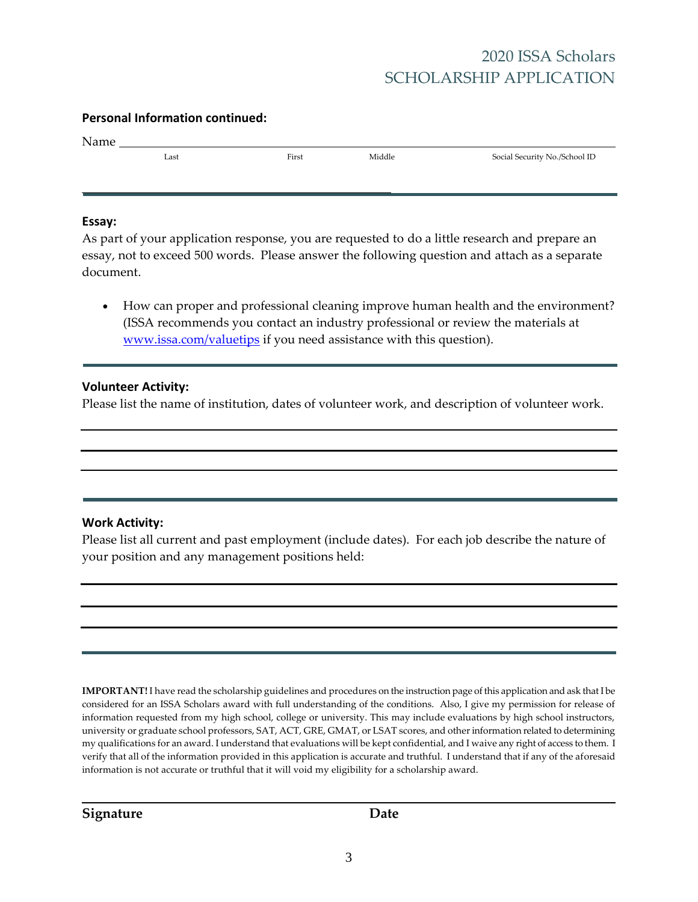2020 ISSA Scholars
SCHOLARSHIP APPLICATION

**Personal Information continued:**

Name ______________________________________________________________

Last First Middle Social Security No./School ID

---

**Essay:**

As part of your application response, you are requested to do a little research and prepare an essay, not to exceed 500 words. Please answer the following question and attach as a separate document.

- How can proper and professional cleaning improve human health and the environment? (ISSA recommends you contact an industry professional or review the materials at www.issa.com/valuetips if you need assistance with this question).

---

**Volunteer Activity:**

Please list the name of institution, dates of volunteer work, and description of volunteer work.

______________________________________________________________

______________________________________________________________

______________________________________________________________

---

**Work Activity:**

Please list all current and past employment (include dates). For each job describe the nature of your position and any management positions held:

______________________________________________________________

______________________________________________________________

______________________________________________________________

---

**IMPORTANT!** I have read the scholarship guidelines and procedures on the instruction page of this application and ask that I be considered for an ISSA Scholars award with full understanding of the conditions. Also, I give my permission for release of information requested from my high school, college or university. This may include evaluations by high school instructors, university or graduate school professors, SAT, ACT, GRE, GMAT, or LSAT scores, and other information related to determining my qualifications for an award. I understand that evaluations will be kept confidential, and I waive any right of access to them. I verify that all of the information provided in this application is accurate and truthful. I understand that if any of the aforesaid information is not accurate or truthful that it will void my eligibility for a scholarship award.

______________________________________________________________

**Signature** **Date**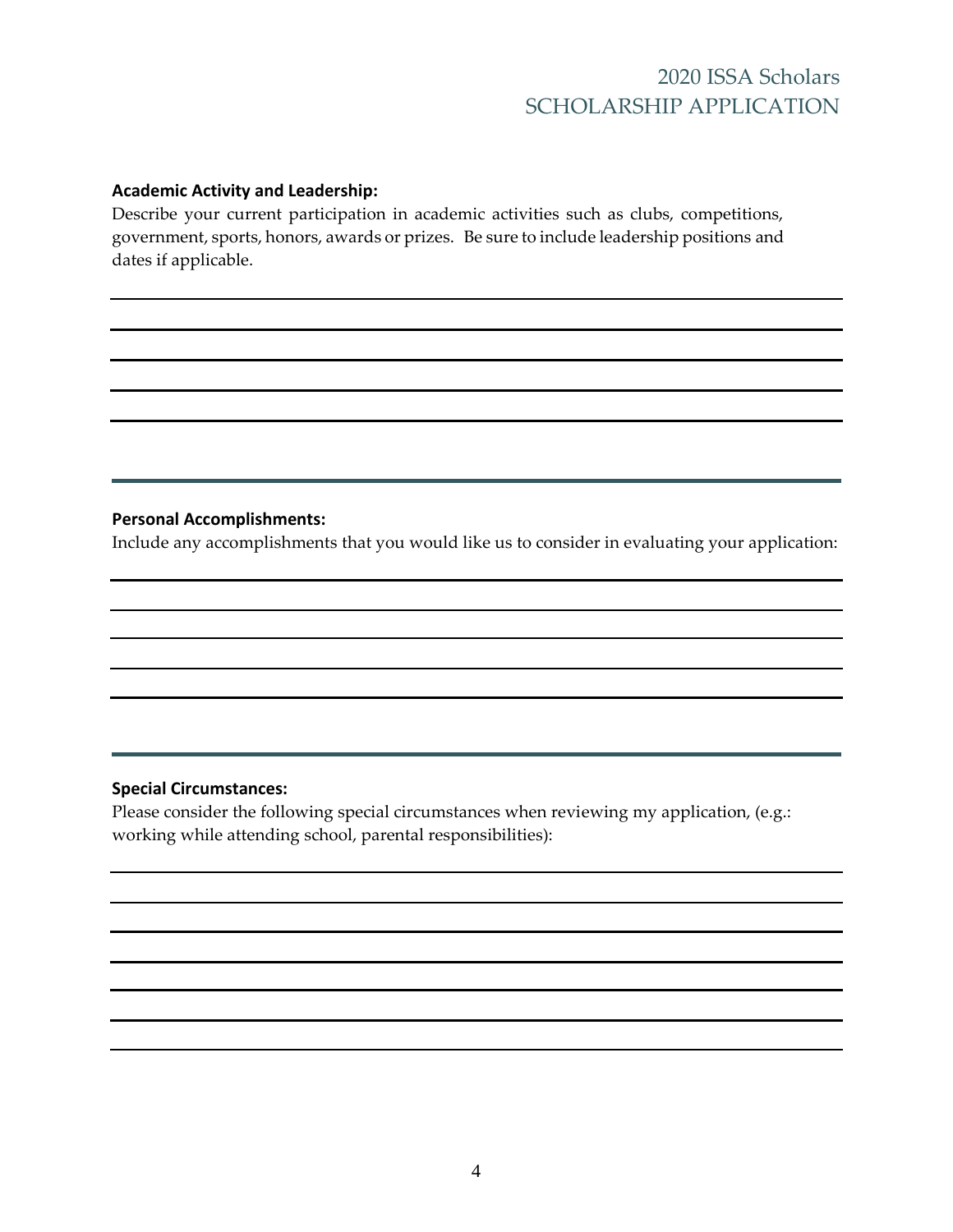**Academic Activity and Leadership:**

Describe your current participation in academic activities such as clubs, competitions, government, sports, honors, awards or prizes. Be sure to include leadership positions and dates if applicable.

---

**Personal Accomplishments:**

Include any accomplishments that you would like us to consider in evaluating your application:

---

**Special Circumstances:**

Please consider the following special circumstances when reviewing my application, (e.g.: working while attending school, parental responsibilities):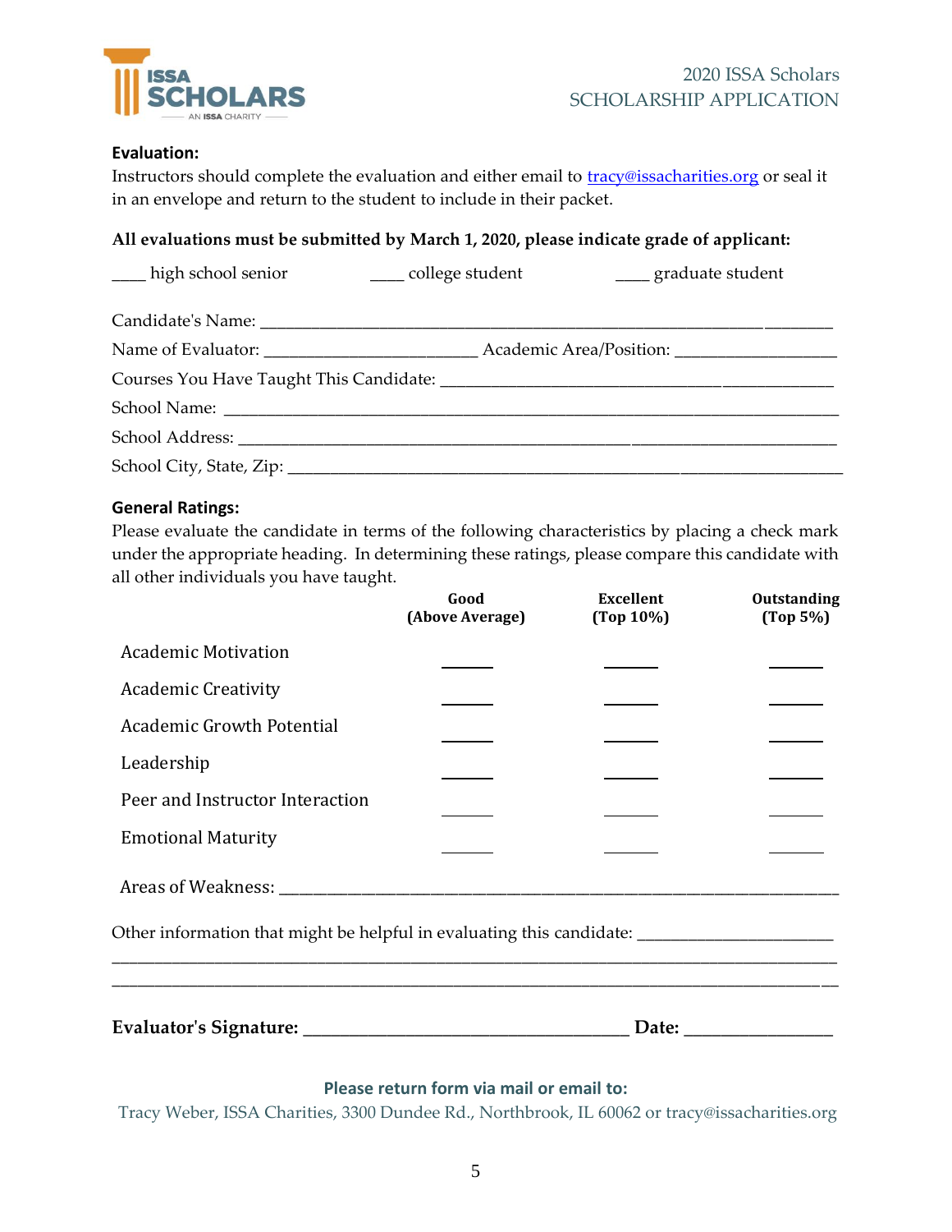2020 ISSA Scholars
SCHOLARSHIP APPLICATION

**Evaluation:**

Instructors should complete the evaluation and either email to tracy@issacharities.org or seal it in an envelope and return to the student to include in their packet.

**All evaluations must be submitted by March 1, 2020, please indicate grade of applicant:**

____ high school senior ____ college student ____ graduate student

Candidate's Name: ______________________________________________________________

Name of Evaluator: ________________________ Academic Area/Position: __________________

Courses You Have Taught This Candidate: ______________________________________________

School Name: ______________________________________________________________________

School Address: ____________________________________________________________________

School City, State, Zip: ________________________________________________________________

**General Ratings:**

Please evaluate the candidate in terms of the following characteristics by placing a check mark under the appropriate heading. In determining these ratings, please compare this candidate with all other individuals you have taught.

| | Good (Above Average) | Excellent (Top 10%) | Outstanding (Top 5%) |
|---|---|---|---|
| Academic Motivation | ______ | ______ | ______ |
| Academic Creativity | ______ | ______ | ______ |
| Academic Growth Potential | ______ | ______ | ______ |
| Leadership | ______ | ______ | ______ |
| Peer and Instructor Interaction | ______ | ______ | ______ |
| Emotional Maturity | ______ | ______ | ______ |

Areas of Weakness: __________________________________________________________________

Other information that might be helpful in evaluating this candidate: _____________________

__________________________________________________________________________________

__________________________________________________________________________________

**Evaluator's Signature:** ____________________________________ **Date:** ________________

**Please return form via mail or email to:**

Tracy Weber, ISSA Charities, 3300 Dundee Rd., Northbrook, IL 60062 or tracy@issacharities.org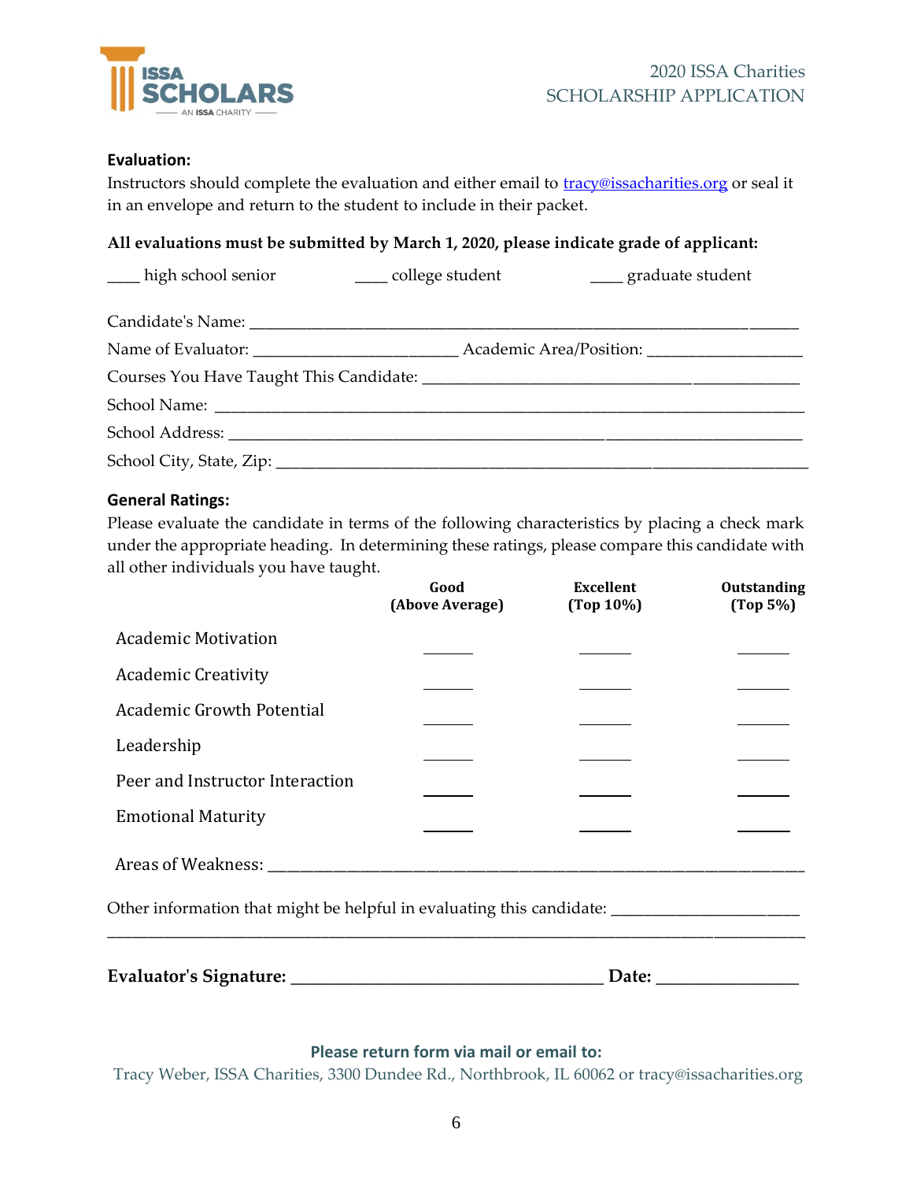2020 ISSA Charities
SCHOLARSHIP APPLICATION

**Evaluation:**

Instructors should complete the evaluation and either email to tracy@issacharities.org or seal it in an envelope and return to the student to include in their packet.

**All evaluations must be submitted by March 1, 2020, please indicate grade of applicant:**

____ high school senior ____ college student ____ graduate student

Candidate's Name: ______________________________________________________________

Name of Evaluator: ________________________ Academic Area/Position: __________________

Courses You Have Taught This Candidate: ____________________________________________

School Name: __________________________________________________________________

School Address: ________________________________________________________________

School City, State, Zip: ___________________________________________________________

**General Ratings:**

Please evaluate the candidate in terms of the following characteristics by placing a check mark under the appropriate heading. In determining these ratings, please compare this candidate with all other individuals you have taught.

| | Good (Above Average) | Excellent (Top 10%) | Outstanding (Top 5%) |
|---|---|---|---|
| Academic Motivation | ______ | ______ | ______ |
| Academic Creativity | ______ | ______ | ______ |
| Academic Growth Potential | ______ | ______ | ______ |
| Leadership | ______ | ______ | ______ |
| Peer and Instructor Interaction | ______ | ______ | ______ |
| Emotional Maturity | ______ | ______ | ______ |

Areas of Weakness: ______________________________________________________________

Other information that might be helpful in evaluating this candidate: _____________________

______________________________________________________________________________

**Evaluator's Signature: ____________________________________ Date: ________________**

**Please return form via mail or email to:**

Tracy Weber, ISSA Charities, 3300 Dundee Rd., Northbrook, IL 60062 or tracy@issacharities.org